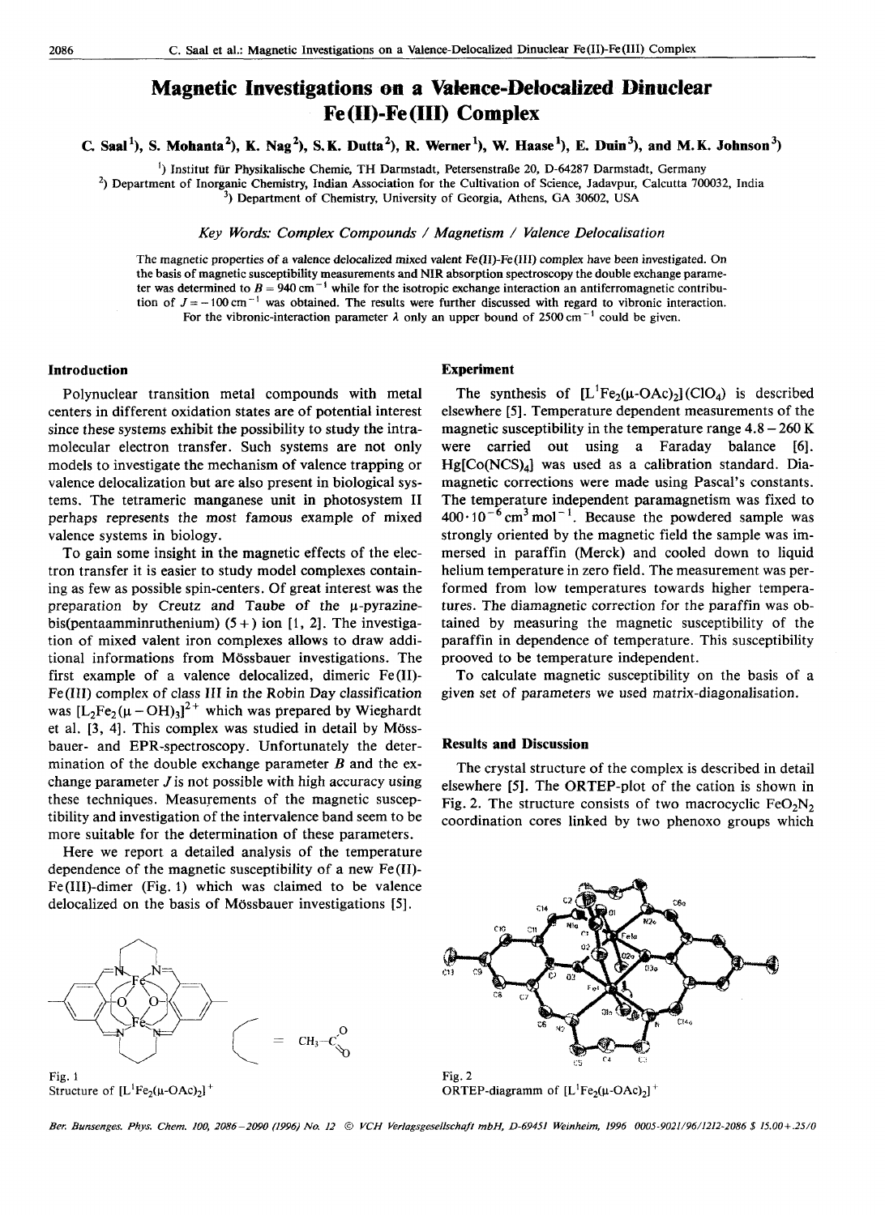# Magnetic Investigations on a Valence-Delocalized Dinuclear Fe(II)-Fe(III) Complex

**C. Saal[1], S. Mohanta[2], K. Nag[2], S.K. Dutta[2], R. Werner[1], W. Haase[1], E. Duin[3], and M.K. Johnson[3]**

[1]) Institut für Physikalische Chemie, TH Darmstadt, Petersenstraße 20, D-64287 Darmstadt, Germany
[2]) Department of Inorganic Chemistry, Indian Association for the Cultivation of Science, Jadavpur, Calcutta 700032, India
[3]) Department of Chemistry, University of Georgia, Athens, GA 30602, USA

*Key Words: Complex Compounds / Magnetism / Valence Delocalisation*

The magnetic properties of a valence delocalized mixed valent Fe(II)-Fe(III) complex have been investigated. On the basis of magnetic susceptibility measurements and NIR absorption spectroscopy the double exchange parameter was determined to $B = 940\ \text{cm}^{-1}$ while for the isotropic exchange interaction an antiferromagnetic contribution of $J = -100\ \text{cm}^{-1}$ was obtained. The results were further discussed with regard to vibronic interaction. For the vibronic-interaction parameter $\lambda$ only an upper bound of $2500\ \text{cm}^{-1}$ could be given.

## Introduction

Polynuclear transition metal compounds with metal centers in different oxidation states are of potential interest since these systems exhibit the possibility to study the intramolecular electron transfer. Such systems are not only models to investigate the mechanism of valence trapping or valence delocalization but are also present in biological systems. The tetrameric manganese unit in photosystem II perhaps represents the most famous example of mixed valence systems in biology.

To gain some insight in the magnetic effects of the electron transfer it is easier to study model complexes containing as few as possible spin-centers. Of great interest was the preparation by Creutz and Taube of the μ-pyrazine-bis(pentaamminruthenium) (5+) ion [1, 2]. The investigation of mixed valent iron complexes allows to draw additional informations from Mössbauer investigations. The first example of a valence delocalized, dimeric Fe(II)-Fe(III) complex of class III in the Robin Day classification was $[L_2Fe_2(\mu-OH)_3]^{2+}$ which was prepared by Wieghardt et al. [3, 4]. This complex was studied in detail by Mössbauer- and EPR-spectroscopy. Unfortunately the determination of the double exchange parameter $B$ and the exchange parameter $J$ is not possible with high accuracy using these techniques. Measurements of the magnetic susceptibility and investigation of the intervalence band seem to be more suitable for the determination of these parameters.

Here we report a detailed analysis of the temperature dependence of the magnetic susceptibility of a new Fe(II)-Fe(III)-dimer (Fig. 1) which was claimed to be valence delocalized on the basis of Mössbauer investigations [5].

Fig. 1
Structure of $[L^1Fe_2(\mu\text{-OAc})_2]^+$

## Experiment

The synthesis of $[L^1Fe_2(\mu\text{-OAc})_2](ClO_4)$ is described elsewhere [5]. Temperature dependent measurements of the magnetic susceptibility in the temperature range 4.8 – 260 K were carried out using a Faraday balance [6]. $Hg[Co(NCS)_4]$ was used as a calibration standard. Diamagnetic corrections were made using Pascal's constants. The temperature independent paramagnetism was fixed to $400 \cdot 10^{-6}\ \text{cm}^3\ \text{mol}^{-1}$. Because the powdered sample was strongly oriented by the magnetic field the sample was immersed in paraffin (Merck) and cooled down to liquid helium temperature in zero field. The measurement was performed from low temperatures towards higher temperatures. The diamagnetic correction for the paraffin was obtained by measuring the magnetic susceptibility of the paraffin in dependence of temperature. This susceptibility prooved to be temperature independent.

To calculate magnetic susceptibility on the basis of a given set of parameters we used matrix-diagonalisation.

## Results and Discussion

The crystal structure of the complex is described in detail elsewhere [5]. The ORTEP-plot of the cation is shown in Fig. 2. The structure consists of two macrocyclic $FeO_2N_2$ coordination cores linked by two phenoxo groups which

Fig. 2
ORTEP-diagramm of $[L^1Fe_2(\mu\text{-OAc})_2]^+$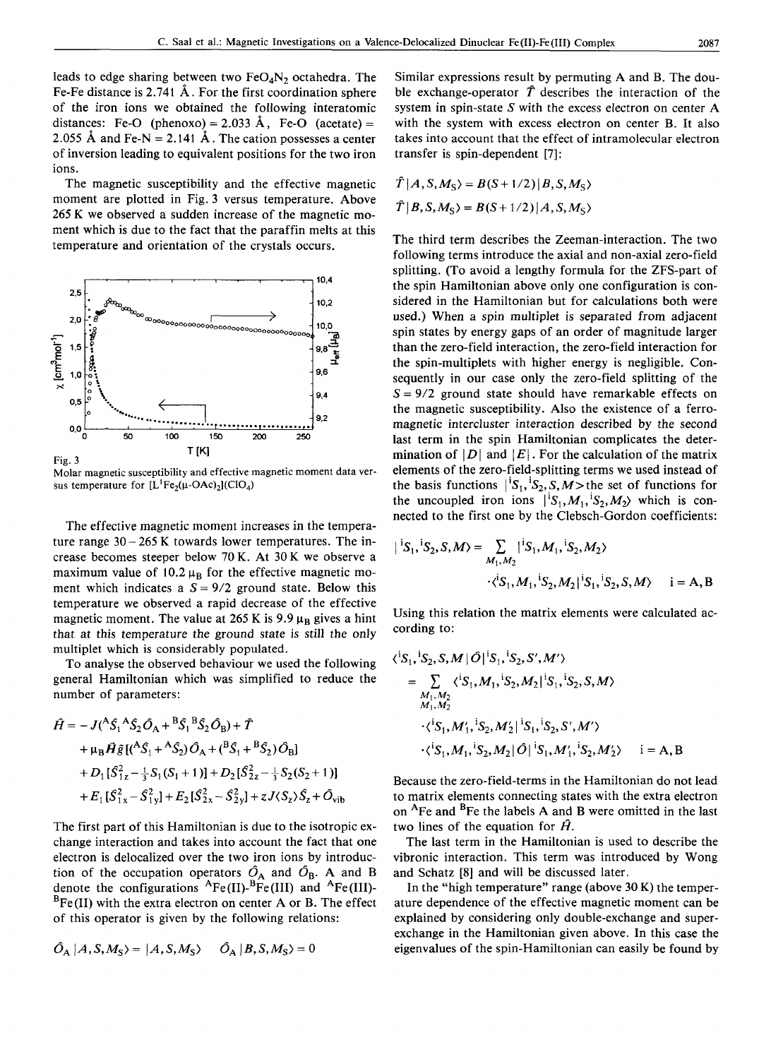leads to edge sharing between two $FeO_4N_2$ octahedra. The Fe-Fe distance is 2.741 Å. For the first coordination sphere of the iron ions we obtained the following interatomic distances: Fe-O (phenoxo) = 2.033 Å, Fe-O (acetate) = 2.055 Å and Fe-N = 2.141 Å. The cation possesses a center of inversion leading to equivalent positions for the two iron ions.

The magnetic susceptibility and the effective magnetic moment are plotted in Fig. 3 versus temperature. Above 265 K we observed a sudden increase of the magnetic moment which is due to the fact that the paraffin melts at this temperature and orientation of the crystals occurs.

Fig. 3
Molar magnetic susceptibility and effective magnetic moment data versus temperature for $[L^1Fe_2(\mu\text{-OAc})_2](ClO_4)$

The effective magnetic moment increases in the temperature range 30–265 K towards lower temperatures. The increase becomes steeper below 70 K. At 30 K we observe a maximum value of 10.2 $\mu_B$ for the effective magnetic moment which indicates a $S = 9/2$ ground state. Below this temperature we observed a rapid decrease of the effective magnetic moment. The value at 265 K is 9.9 $\mu_B$ gives a hint that at this temperature the ground state is still the only multiplet which is considerably populated.

To analyse the observed behaviour we used the following general Hamiltonian which was simplified to reduce the number of parameters:

$$
\begin{aligned}
\hat{H} = & -J({}^A\hat{S}_1{}^A\hat{S}_2\hat{O}_A + {}^B\hat{S}_1{}^B\hat{S}_2\hat{O}_B) + \hat{T} \\
& + \mu_B \vec{H}\tilde{g}[({}^A\hat{S}_1 + {}^A\hat{S}_2)\hat{O}_A + ({}^B\hat{S}_1 + {}^B\hat{S}_2)\hat{O}_B] \\
& + D_1[\hat{S}_{1z}^2 - \tfrac{1}{3}S_1(S_1+1)] + D_2[\hat{S}_{2z}^2 - \tfrac{1}{3}S_2(S_2+1)] \\
& + E_1[\hat{S}_{1x}^2 - \hat{S}_{1y}^2] + E_2[\hat{S}_{2x}^2 - \hat{S}_{2y}^2] + zJ\langle S_z\rangle\hat{S}_z + \hat{O}_{vib}
\end{aligned}
$$

The first part of this Hamiltonian is due to the isotropic exchange interaction and takes into account the fact that one electron is delocalized over the two iron ions by introduction of the occupation operators $\hat{O}_A$ and $\hat{O}_B$. A and B denote the configurations ${}^A$Fe(II)-${}^B$Fe(III) and ${}^A$Fe(III)-${}^B$Fe(II) with the extra electron on center A or B. The effect of this operator is given by the following relations:

$$
\hat{O}_A|A,S,M_S\rangle = |A,S,M_S\rangle \qquad \hat{O}_A|B,S,M_S\rangle = 0
$$

Similar expressions result by permuting A and B. The double exchange-operator $\hat{T}$ describes the interaction of the system in spin-state $S$ with the excess electron on center A with the system with excess electron on center B. It also takes into account that the effect of intramolecular electron transfer is spin-dependent [7]:

$$
\hat{T}|A,S,M_S\rangle = B(S+1/2)|B,S,M_S\rangle
$$

$$
\hat{T}|B,S,M_S\rangle = B(S+1/2)|A,S,M_S\rangle
$$

The third term describes the Zeeman-interaction. The two following terms introduce the axial and non-axial zero-field splitting. (To avoid a lengthy formula for the ZFS-part of the spin Hamiltonian above only one configuration is considered in the Hamiltonian but for calculations both were used.) When a spin multiplet is separated from adjacent spin states by energy gaps of an order of magnitude larger than the zero-field interaction, the zero-field interaction for the spin-multiplets with higher energy is negligible. Consequently in our case only the zero-field splitting of the $S = 9/2$ ground state should have remarkable effects on the magnetic susceptibility. Also the existence of a ferromagnetic intercluster interaction described by the second last term in the spin Hamiltonian complicates the determination of $|D|$ and $|E|$. For the calculation of the matrix elements of the zero-field-splitting terms we used instead of the basis functions $|{}^iS_1,{}^iS_2,S,M\rangle$ the set of functions for the uncoupled iron ions $|{}^iS_1,M_1,{}^iS_2,M_2\rangle$ which is connected to the first one by the Clebsch-Gordon coefficients:

$$
|{}^iS_1,{}^iS_2,S,M\rangle = \sum_{M_1,M_2} |{}^iS_1,M_1,{}^iS_2,M_2\rangle \cdot \langle {}^iS_1,M_1,{}^iS_2,M_2|{}^iS_1,{}^iS_2,S,M\rangle \qquad i = A, B
$$

Using this relation the matrix elements were calculated according to:

$$
\begin{aligned}
\langle {}^iS_1,{}^iS_2,S,M|\hat{O}|{}^iS_1,{}^iS_2,S',M'\rangle
= & \sum_{\substack{M_1,M_2\\M_1',M_2'}} \langle {}^iS_1,M_1,{}^iS_2,M_2|{}^iS_1,{}^iS_2,S,M\rangle \\
& \cdot \langle {}^iS_1,M_1',{}^iS_2,M_2'|{}^iS_1,{}^iS_2,S',M'\rangle \\
& \cdot \langle {}^iS_1,M_1,{}^iS_2,M_2|\hat{O}|{}^iS_1,M_1',{}^iS_2,M_2'\rangle \qquad i = A, B
\end{aligned}
$$

Because the zero-field-terms in the Hamiltonian do not lead to matrix elements connecting states with the extra electron on ${}^A$Fe and ${}^B$Fe the labels A and B were omitted in the last two lines of the equation for $\hat{H}$.

The last term in the Hamiltonian is used to describe the vibronic interaction. This term was introduced by Wong and Schatz [8] and will be discussed later.

In the "high temperature" range (above 30 K) the temperature dependence of the effective magnetic moment can be explained by considering only double-exchange and superexchange in the Hamiltonian given above. In this case the eigenvalues of the spin-Hamiltonian can easily be found by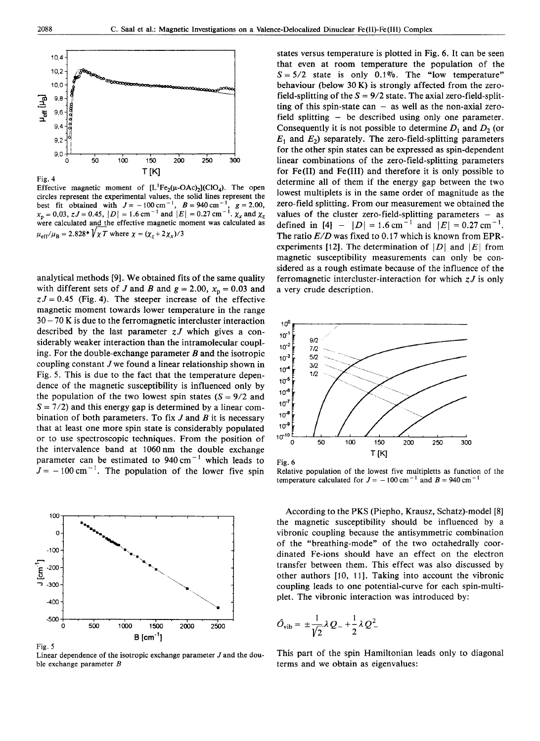Fig. 4

Effective magnetic moment of $[L^1Fe_2(\mu\text{-}OAc)_2](ClO_4)$. The open circles represent the experimental values, the solid lines represent the best fit obtained with $J = -100\,cm^{-1}$, $B = 940\,cm^{-1}$, $g = 2.00$, $x_p = 0{,}03$, $zJ = 0.45$, $|D| = 1.6\,cm^{-1}$ and $|E| = 0.27\,cm^{-1}$. $\chi_x$ and $\chi_z$ were calculated and the effective magnetic moment was calculated as $\mu_{eff}/\mu_B = 2.828 * \sqrt{\chi T}$ where $\chi = (\chi_z + 2\chi_x)/3$

analytical methods [9]. We obtained fits of the same quality with different sets of $J$ and $B$ and $g = 2.00$, $x_p = 0.03$ and $zJ = 0.45$ (Fig. 4). The steeper increase of the effective magnetic moment towards lower temperature in the range 30 – 70 K is due to the ferromagnetic intercluster interaction described by the last parameter $zJ$ which gives a considerably weaker interaction than the intramolecular coupling. For the double-exchange parameter $B$ and the isotropic coupling constant $J$ we found a linear relationship shown in Fig. 5. This is due to the fact that the temperature dependence of the magnetic susceptibility is influenced only by the population of the two lowest spin states ($S = 9/2$ and $S = 7/2$) and this energy gap is determined by a linear combination of both parameters. To fix $J$ and $B$ it is necessary that at least one more spin state is considerably populated or to use spectroscopic techniques. From the position of the intervalence band at 1060 nm the double exchange parameter can be estimated to $940\,cm^{-1}$ which leads to $J = -100\,cm^{-1}$. The population of the lower five spin states versus temperature is plotted in Fig. 6. It can be seen that even at room temperature the population of the $S = 5/2$ state is only 0.1%. The "low temperature" behaviour (below 30 K) is strongly affected from the zero-field-splitting of the $S = 9/2$ state. The axial zero-field-splitting of this spin-state can – as well as the non-axial zero-field splitting – be described using only one parameter. Consequently it is not possible to determine $D_1$ and $D_2$ (or $E_1$ and $E_2$) separately. The zero-field-splitting parameters for the other spin states can be expressed as spin-dependent linear combinations of the zero-field-splitting parameters for Fe(II) and Fe(III) and therefore it is only possible to determine all of them if the energy gap between the two lowest multiplets is in the same order of magnitude as the zero-field splitting. From our measurement we obtained the values of the cluster zero-field-splitting parameters – as defined in [4] – $|D| = 1.6\,cm^{-1}$ and $|E| = 0.27\,cm^{-1}$. The ratio $E/D$ was fixed to 0.17 which is known from EPR-experiments [12]. The determination of $|D|$ and $|E|$ from magnetic susceptibility measurements can only be considered as a rough estimate because of the influence of the ferromagnetic intercluster-interaction for which $zJ$ is only a very crude description.

Fig. 5

Linear dependence of the isotropic exchange parameter $J$ and the double exchange parameter $B$

Fig. 6

Relative population of the lowest five multipletts as function of the temperature calculated for $J = -100\,cm^{-1}$ and $B = 940\,cm^{-1}$

According to the PKS (Piepho, Krausz, Schatz)-model [8] the magnetic susceptibility should be influenced by a vibronic coupling because the antisymmetric combination of the "breathing-mode" of the two octahedrally coordinated Fe-ions should have an effect on the electron transfer between them. This effect was also discussed by other authors [10, 11]. Taking into account the vibronic coupling leads to one potential-curve for each spin-multiplet. The vibronic interaction was introduced by:

$$\hat{O}_{vib} = \pm \frac{1}{\sqrt{2}} \lambda Q_- + \frac{1}{2} \lambda Q_-^2$$

This part of the spin Hamiltonian leads only to diagonal terms and we obtain as eigenvalues: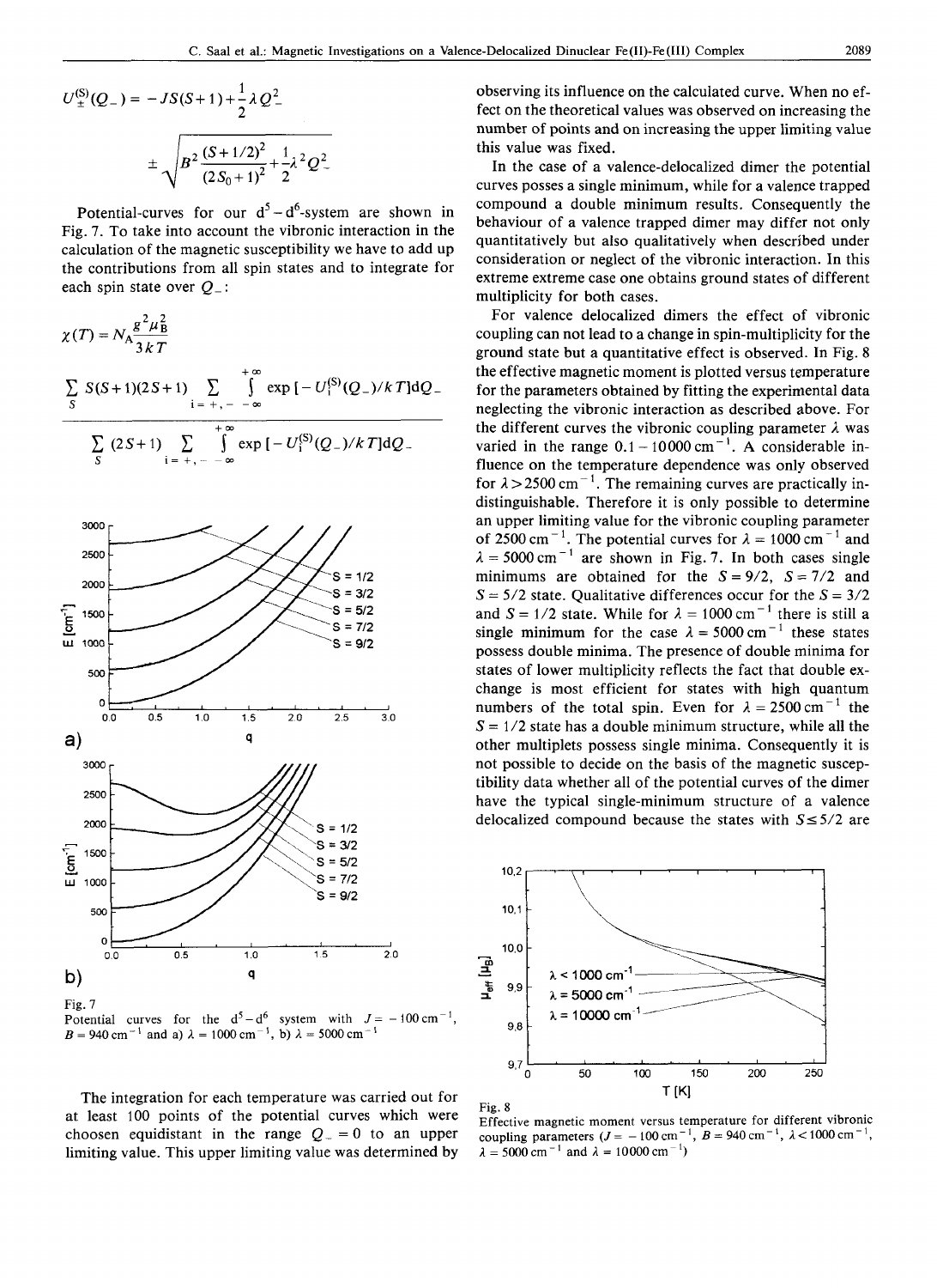$$U_{\pm}^{(S)}(Q_-) = -JS(S+1) + \frac{1}{2}\lambda Q_-^2 \pm \sqrt{B^2 \frac{(S+1/2)^2}{(2S_0+1)^2} + \frac{1}{2}\lambda^2 Q_-^2}$$

Potential-curves for our $d^5-d^6$-system are shown in Fig. 7. To take into account the vibronic interaction in the calculation of the magnetic susceptibility we have to add up the contributions from all spin states and to integrate for each spin state over $Q_-$:

$$\chi(T) = N_A \frac{g^2 \mu_B^2}{3kT} \frac{\sum_S S(S+1)(2S+1) \sum_{i=+,-} \int_{-\infty}^{+\infty} \exp[-U_i^{(S)}(Q_-)/kT] dQ_-}{\sum_S (2S+1) \sum_{i=+,-} \int_{-\infty}^{+\infty} \exp[-U_i^{(S)}(Q_-)/kT] dQ_-}$$

Fig. 7
Potential curves for the $d^5-d^6$ system with $J = -100\,\text{cm}^{-1}$, $B = 940\,\text{cm}^{-1}$ and a) $\lambda = 1000\,\text{cm}^{-1}$, b) $\lambda = 5000\,\text{cm}^{-1}$

The integration for each temperature was carried out for at least 100 points of the potential curves which were choosen equidistant in the range $Q_- = 0$ to an upper limiting value. This upper limiting value was determined by observing its influence on the calculated curve. When no effect on the theoretical values was observed on increasing the number of points and on increasing the upper limiting value this value was fixed.

In the case of a valence-delocalized dimer the potential curves posses a single minimum, while for a valence trapped compound a double minimum results. Consequently the behaviour of a valence trapped dimer may differ not only quantitatively but also qualitatively when described under consideration or neglect of the vibronic interaction. In this extreme extreme case one obtains ground states of different multiplicity for both cases.

For valence delocalized dimers the effect of vibronic coupling can not lead to a change in spin-multiplicity for the ground state but a quantitative effect is observed. In Fig. 8 the effective magnetic moment is plotted versus temperature for the parameters obtained by fitting the experimental data neglecting the vibronic interaction as described above. For the different curves the vibronic coupling parameter $\lambda$ was varied in the range $0.1-10000\,\text{cm}^{-1}$. A considerable influence on the temperature dependence was only observed for $\lambda > 2500\,\text{cm}^{-1}$. The remaining curves are practically indistinguishable. Therefore it is only possible to determine an upper limiting value for the vibronic coupling parameter of $2500\,\text{cm}^{-1}$. The potential curves for $\lambda = 1000\,\text{cm}^{-1}$ and $\lambda = 5000\,\text{cm}^{-1}$ are shown in Fig. 7. In both cases single minimums are obtained for the $S = 9/2$, $S = 7/2$ and $S = 5/2$ state. Qualitative differences occur for the $S = 3/2$ and $S = 1/2$ state. While for $\lambda = 1000\,\text{cm}^{-1}$ there is still a single minimum for the case $\lambda = 5000\,\text{cm}^{-1}$ these states possess double minima. The presence of double minima for states of lower multiplicity reflects the fact that double exchange is most efficient for states with high quantum numbers of the total spin. Even for $\lambda = 2500\,\text{cm}^{-1}$ the $S = 1/2$ state has a double minimum structure, while all the other multiplets possess single minima. Consequently it is not possible to decide on the basis of the magnetic susceptibility data whether all of the potential curves of the dimer have the typical single-minimum structure of a valence delocalized compound because the states with $S \leq 5/2$ are

Fig. 8
Effective magnetic moment versus temperature for different vibronic coupling parameters ($J = -100\,\text{cm}^{-1}$, $B = 940\,\text{cm}^{-1}$, $\lambda < 1000\,\text{cm}^{-1}$, $\lambda = 5000\,\text{cm}^{-1}$ and $\lambda = 10000\,\text{cm}^{-1}$)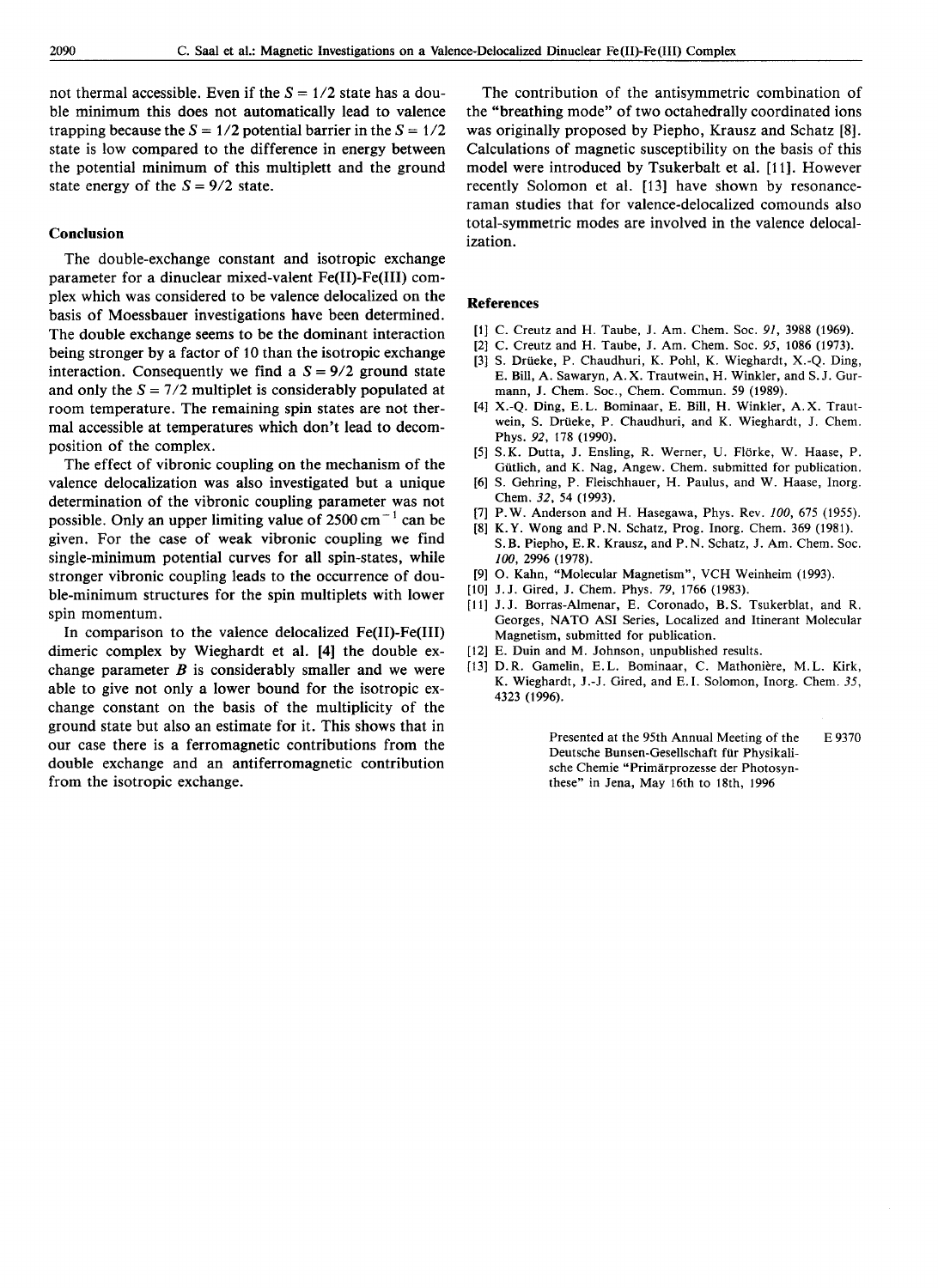not thermal accessible. Even if the $S = 1/2$ state has a double minimum this does not automatically lead to valence trapping because the $S = 1/2$ potential barrier in the $S = 1/2$ state is low compared to the difference in energy between the potential minimum of this multiplett and the ground state energy of the $S = 9/2$ state.

### Conclusion

The double-exchange constant and isotropic exchange parameter for a dinuclear mixed-valent Fe(II)-Fe(III) complex which was considered to be valence delocalized on the basis of Moessbauer investigations have been determined. The double exchange seems to be the dominant interaction being stronger by a factor of 10 than the isotropic exchange interaction. Consequently we find a $S = 9/2$ ground state and only the $S = 7/2$ multiplet is considerably populated at room temperature. The remaining spin states are not thermal accessible at temperatures which don't lead to decomposition of the complex.

The effect of vibronic coupling on the mechanism of the valence delocalization was also investigated but a unique determination of the vibronic coupling parameter was not possible. Only an upper limiting value of $2500\ \mathrm{cm}^{-1}$ can be given. For the case of weak vibronic coupling we find single-minimum potential curves for all spin-states, while stronger vibronic coupling leads to the occurrence of double-minimum structures for the spin multiplets with lower spin momentum.

In comparison to the valence delocalized Fe(II)-Fe(III) dimeric complex by Wieghardt et al. [4] the double exchange parameter $B$ is considerably smaller and we were able to give not only a lower bound for the isotropic exchange constant on the basis of the multiplicity of the ground state but also an estimate for it. This shows that in our case there is a ferromagnetic contributions from the double exchange and an antiferromagnetic contribution from the isotropic exchange.

The contribution of the antisymmetric combination of the "breathing mode" of two octahedrally coordinated ions was originally proposed by Piepho, Krausz and Schatz [8]. Calculations of magnetic susceptibility on the basis of this model were introduced by Tsukerbalt et al. [11]. However recently Solomon et al. [13] have shown by resonance-raman studies that for valence-delocalized comounds also total-symmetric modes are involved in the valence delocalization.

### References

[1] C. Creutz and H. Taube, J. Am. Chem. Soc. *91*, 3988 (1969).
[2] C. Creutz and H. Taube, J. Am. Chem. Soc. *95*, 1086 (1973).
[3] S. Drüeke, P. Chaudhuri, K. Pohl, K. Wieghardt, X.-Q. Ding, E. Bill, A. Sawaryn, A.X. Trautwein, H. Winkler, and S.J. Gurmann, J. Chem. Soc., Chem. Commun. 59 (1989).
[4] X.-Q. Ding, E.L. Bominaar, E. Bill, H. Winkler, A.X. Trautwein, S. Drüeke, P. Chaudhuri, and K. Wieghardt, J. Chem. Phys. *92*, 178 (1990).
[5] S.K. Dutta, J. Ensling, R. Werner, U. Flörke, W. Haase, P. Gütlich, and K. Nag, Angew. Chem. submitted for publication.
[6] S. Gehring, P. Fleischhauer, H. Paulus, and W. Haase, Inorg. Chem. *32*, 54 (1993).
[7] P.W. Anderson and H. Hasegawa, Phys. Rev. *100*, 675 (1955).
[8] K.Y. Wong and P.N. Schatz, Prog. Inorg. Chem. 369 (1981). S.B. Piepho, E.R. Krausz, and P.N. Schatz, J. Am. Chem. Soc. *100*, 2996 (1978).
[9] O. Kahn, "Molecular Magnetism", VCH Weinheim (1993).
[10] J.J. Gired, J. Chem. Phys. *79*, 1766 (1983).
[11] J.J. Borras-Almenar, E. Coronado, B.S. Tsukerblat, and R. Georges, NATO ASI Series, Localized and Itinerant Molecular Magnetism, submitted for publication.
[12] E. Duin and M. Johnson, unpublished results.
[13] D.R. Gamelin, E.L. Bominaar, C. Mathonière, M.L. Kirk, K. Wieghardt, J.-J. Gired, and E.I. Solomon, Inorg. Chem. *35*, 4323 (1996).

Presented at the 95th Annual Meeting of the Deutsche Bunsen-Gesellschaft für Physikalische Chemie "Primärprozesse der Photosynthese" in Jena, May 16th to 18th, 1996 — E 9370